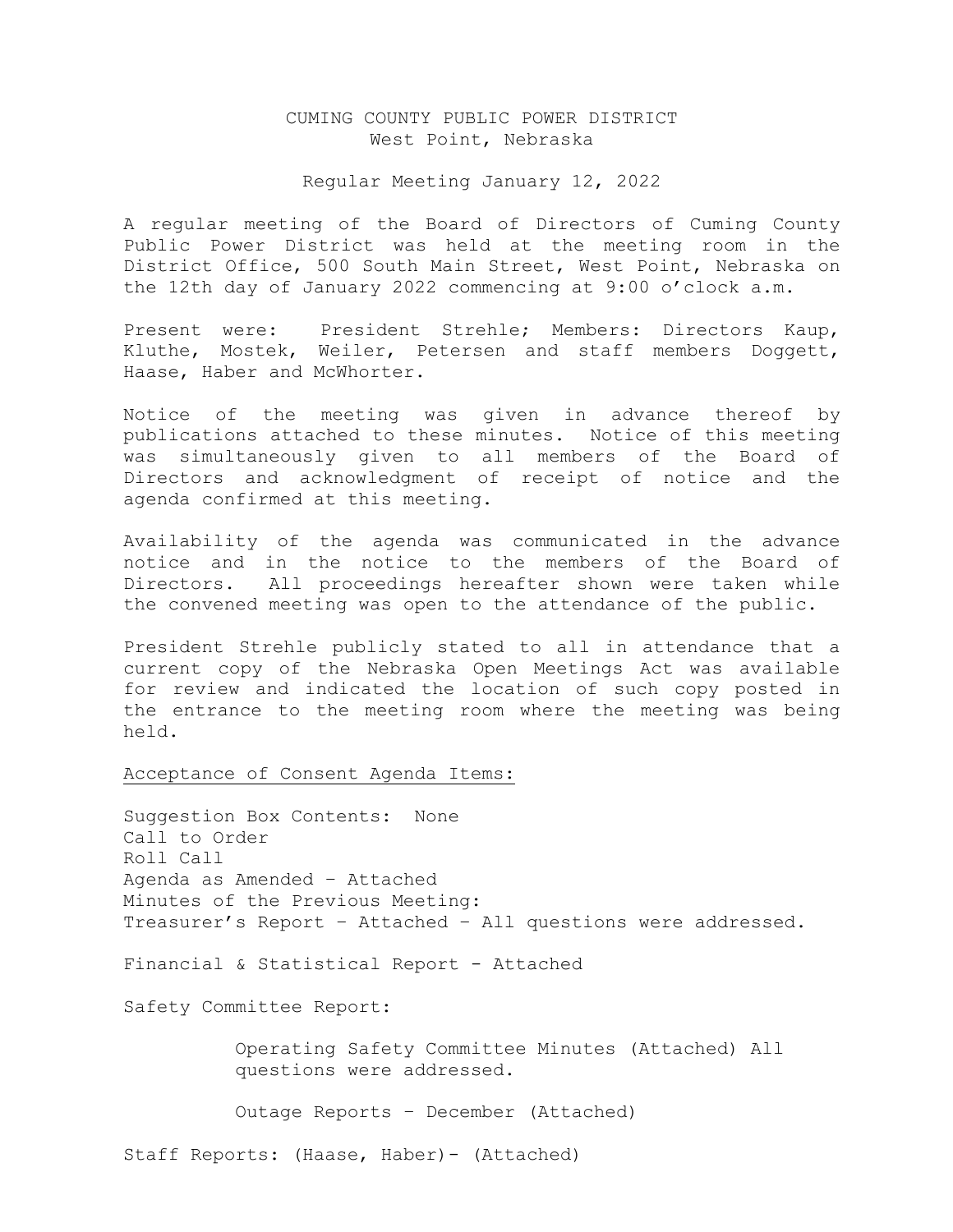CUMING COUNTY PUBLIC POWER DISTRICT
West Point, Nebraska

Regular Meeting January 12, 2022

A regular meeting of the Board of Directors of Cuming County Public Power District was held at the meeting room in the District Office, 500 South Main Street, West Point, Nebraska on the 12th day of January 2022 commencing at 9:00 o'clock a.m.

Present were: President Strehle; Members: Directors Kaup, Kluthe, Mostek, Weiler, Petersen and staff members Doggett, Haase, Haber and McWhorter.

Notice of the meeting was given in advance thereof by publications attached to these minutes. Notice of this meeting was simultaneously given to all members of the Board of Directors and acknowledgment of receipt of notice and the agenda confirmed at this meeting.

Availability of the agenda was communicated in the advance notice and in the notice to the members of the Board of Directors. All proceedings hereafter shown were taken while the convened meeting was open to the attendance of the public.

President Strehle publicly stated to all in attendance that a current copy of the Nebraska Open Meetings Act was available for review and indicated the location of such copy posted in the entrance to the meeting room where the meeting was being held.

<u>Acceptance of Consent Agenda Items:</u>

Suggestion Box Contents: None
Call to Order
Roll Call
Agenda as Amended – Attached
Minutes of the Previous Meeting:
Treasurer's Report – Attached – All questions were addressed.

Financial & Statistical Report - Attached

Safety Committee Report:

> Operating Safety Committee Minutes (Attached) All questions were addressed.
>
> Outage Reports – December (Attached)

Staff Reports: (Haase, Haber)- (Attached)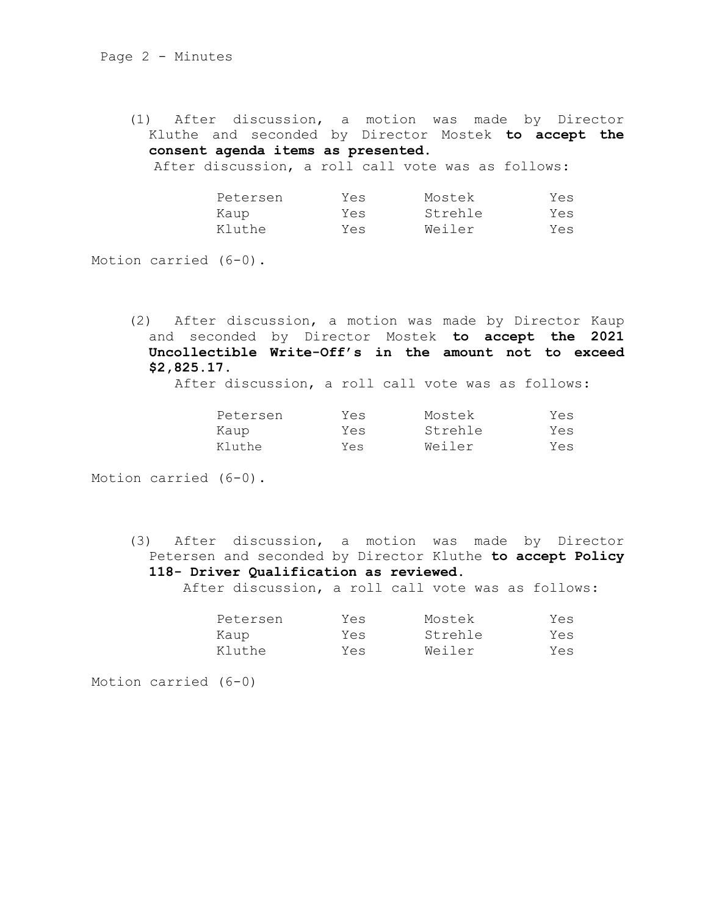(1) After discussion, a motion was made by Director Kluthe and seconded by Director Mostek **to accept the consent agenda items as presented.**
After discussion, a roll call vote was as follows:

| | | | |
|---|---|---|---|
| Petersen | Yes | Mostek | Yes |
| Kaup | Yes | Strehle | Yes |
| Kluthe | Yes | Weiler | Yes |

Motion carried (6-0).

(2) After discussion, a motion was made by Director Kaup and seconded by Director Mostek **to accept the 2021 Uncollectible Write-Off's in the amount not to exceed $2,825.17.**
After discussion, a roll call vote was as follows:

| | | | |
|---|---|---|---|
| Petersen | Yes | Mostek | Yes |
| Kaup | Yes | Strehle | Yes |
| Kluthe | Yes | Weiler | Yes |

Motion carried (6-0).

(3) After discussion, a motion was made by Director Petersen and seconded by Director Kluthe **to accept Policy 118- Driver Qualification as reviewed.**
After discussion, a roll call vote was as follows:

| | | | |
|---|---|---|---|
| Petersen | Yes | Mostek | Yes |
| Kaup | Yes | Strehle | Yes |
| Kluthe | Yes | Weiler | Yes |

Motion carried (6-0)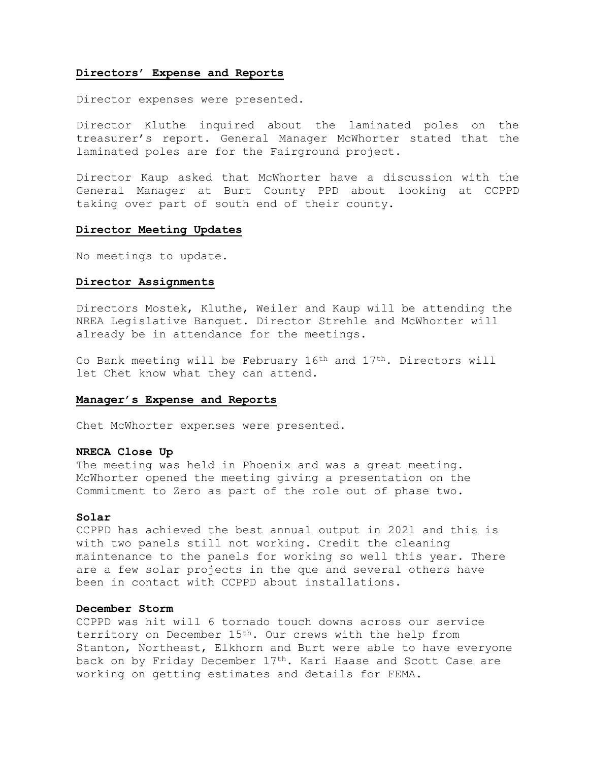## **Directors' Expense and Reports**

Director expenses were presented.

Director Kluthe inquired about the laminated poles on the treasurer's report. General Manager McWhorter stated that the laminated poles are for the Fairground project.

Director Kaup asked that McWhorter have a discussion with the General Manager at Burt County PPD about looking at CCPPD taking over part of south end of their county.

## **Director Meeting Updates**

No meetings to update.

## **Director Assignments**

Directors Mostek, Kluthe, Weiler and Kaup will be attending the NREA Legislative Banquet. Director Strehle and McWhorter will already be in attendance for the meetings.

Co Bank meeting will be February 16th and 17th. Directors will let Chet know what they can attend.

## **Manager's Expense and Reports**

Chet McWhorter expenses were presented.

**NRECA Close Up**
The meeting was held in Phoenix and was a great meeting. McWhorter opened the meeting giving a presentation on the Commitment to Zero as part of the role out of phase two.

**Solar**
CCPPD has achieved the best annual output in 2021 and this is with two panels still not working. Credit the cleaning maintenance to the panels for working so well this year. There are a few solar projects in the que and several others have been in contact with CCPPD about installations.

**December Storm**
CCPPD was hit will 6 tornado touch downs across our service territory on December 15th. Our crews with the help from Stanton, Northeast, Elkhorn and Burt were able to have everyone back on by Friday December 17th. Kari Haase and Scott Case are working on getting estimates and details for FEMA.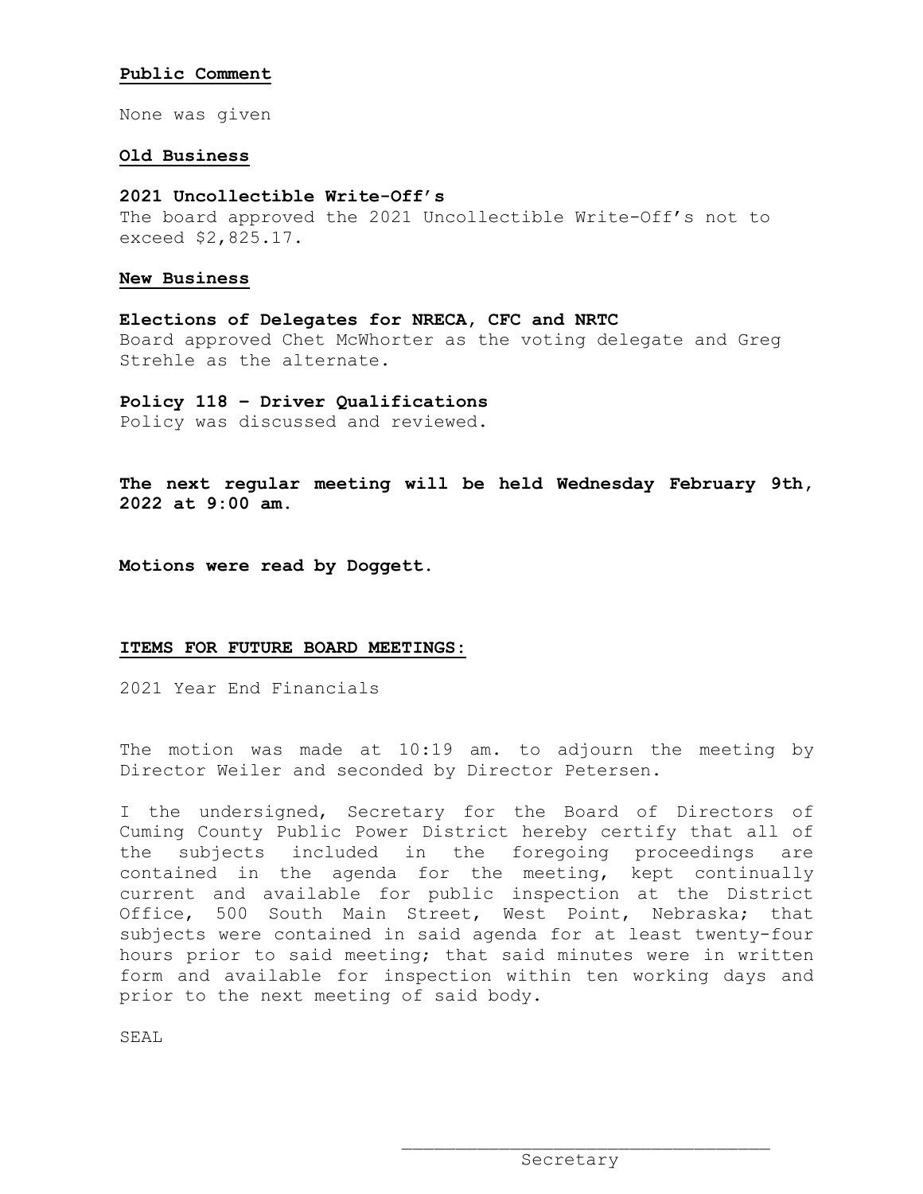**Public Comment**

None was given

**Old Business**

**2021 Uncollectible Write-Off's**
The board approved the 2021 Uncollectible Write-Off's not to exceed $2,825.17.

**New Business**

**Elections of Delegates for NRECA, CFC and NRTC**
Board approved Chet McWhorter as the voting delegate and Greg Strehle as the alternate.

**Policy 118 – Driver Qualifications**
Policy was discussed and reviewed.

**The next regular meeting will be held Wednesday February 9th, 2022 at 9:00 am.**

**Motions were read by Doggett.**

**ITEMS FOR FUTURE BOARD MEETINGS:**

2021 Year End Financials

The motion was made at 10:19 am. to adjourn the meeting by Director Weiler and seconded by Director Petersen.

I the undersigned, Secretary for the Board of Directors of Cuming County Public Power District hereby certify that all of the subjects included in the foregoing proceedings are contained in the agenda for the meeting, kept continually current and available for public inspection at the District Office, 500 South Main Street, West Point, Nebraska; that subjects were contained in said agenda for at least twenty-four hours prior to said meeting; that said minutes were in written form and available for inspection within ten working days and prior to the next meeting of said body.

SEAL

\_\_\_\_\_\_\_\_\_\_\_\_\_\_\_\_\_\_\_\_\_\_\_\_\_\_\_\_\_\_\_\_\_\_\_\_
Secretary